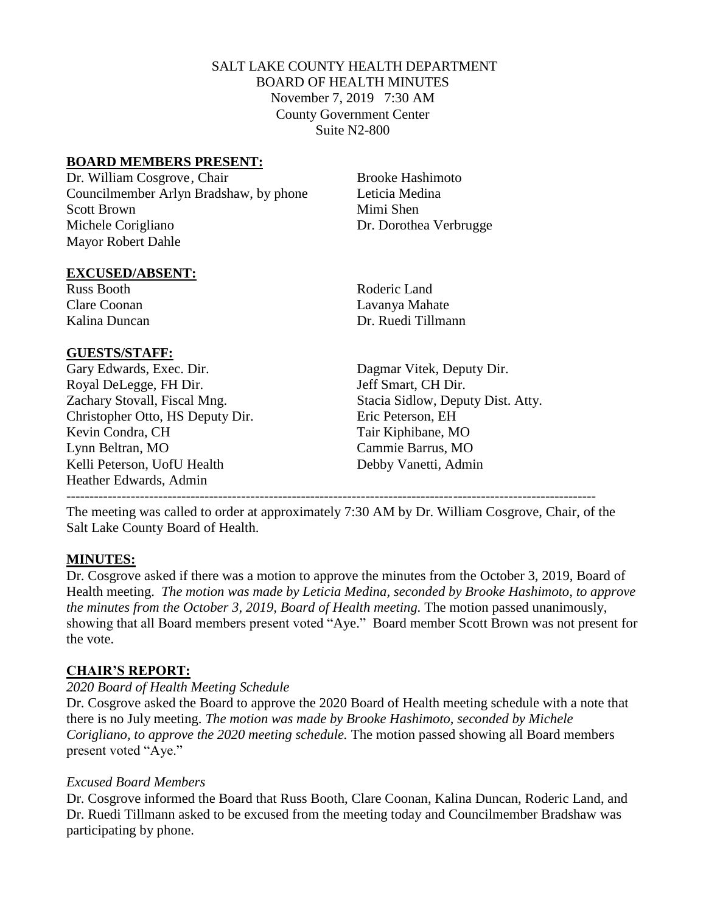SALT LAKE COUNTY HEALTH DEPARTMENT
BOARD OF HEALTH MINUTES
November 7, 2019 7:30 AM
County Government Center
Suite N2-800

## BOARD MEMBERS PRESENT:

| | |
|---|---|
| Dr. William Cosgrove, Chair | Brooke Hashimoto |
| Councilmember Arlyn Bradshaw, by phone | Leticia Medina |
| Scott Brown | Mimi Shen |
| Michele Corigliano | Dr. Dorothea Verbrugge |
| Mayor Robert Dahle | |

## EXCUSED/ABSENT:

| | |
|---|---|
| Russ Booth | Roderic Land |
| Clare Coonan | Lavanya Mahate |
| Kalina Duncan | Dr. Ruedi Tillmann |

## GUESTS/STAFF:

| | |
|---|---|
| Gary Edwards, Exec. Dir. | Dagmar Vitek, Deputy Dir. |
| Royal DeLegge, FH Dir. | Jeff Smart, CH Dir. |
| Zachary Stovall, Fiscal Mng. | Stacia Sidlow, Deputy Dist. Atty. |
| Christopher Otto, HS Deputy Dir. | Eric Peterson, EH |
| Kevin Condra, CH | Tair Kiphibane, MO |
| Lynn Beltran, MO | Cammie Barrus, MO |
| Kelli Peterson, UofU Health | Debby Vanetti, Admin |
| Heather Edwards, Admin | |

---

The meeting was called to order at approximately 7:30 AM by Dr. William Cosgrove, Chair, of the Salt Lake County Board of Health.

## MINUTES:

Dr. Cosgrove asked if there was a motion to approve the minutes from the October 3, 2019, Board of Health meeting. *The motion was made by Leticia Medina, seconded by Brooke Hashimoto, to approve the minutes from the October 3, 2019, Board of Health meeting.* The motion passed unanimously, showing that all Board members present voted "Aye." Board member Scott Brown was not present for the vote.

## CHAIR'S REPORT:

*2020 Board of Health Meeting Schedule*

Dr. Cosgrove asked the Board to approve the 2020 Board of Health meeting schedule with a note that there is no July meeting. *The motion was made by Brooke Hashimoto, seconded by Michele Corigliano, to approve the 2020 meeting schedule.* The motion passed showing all Board members present voted "Aye."

*Excused Board Members*

Dr. Cosgrove informed the Board that Russ Booth, Clare Coonan, Kalina Duncan, Roderic Land, and Dr. Ruedi Tillmann asked to be excused from the meeting today and Councilmember Bradshaw was participating by phone.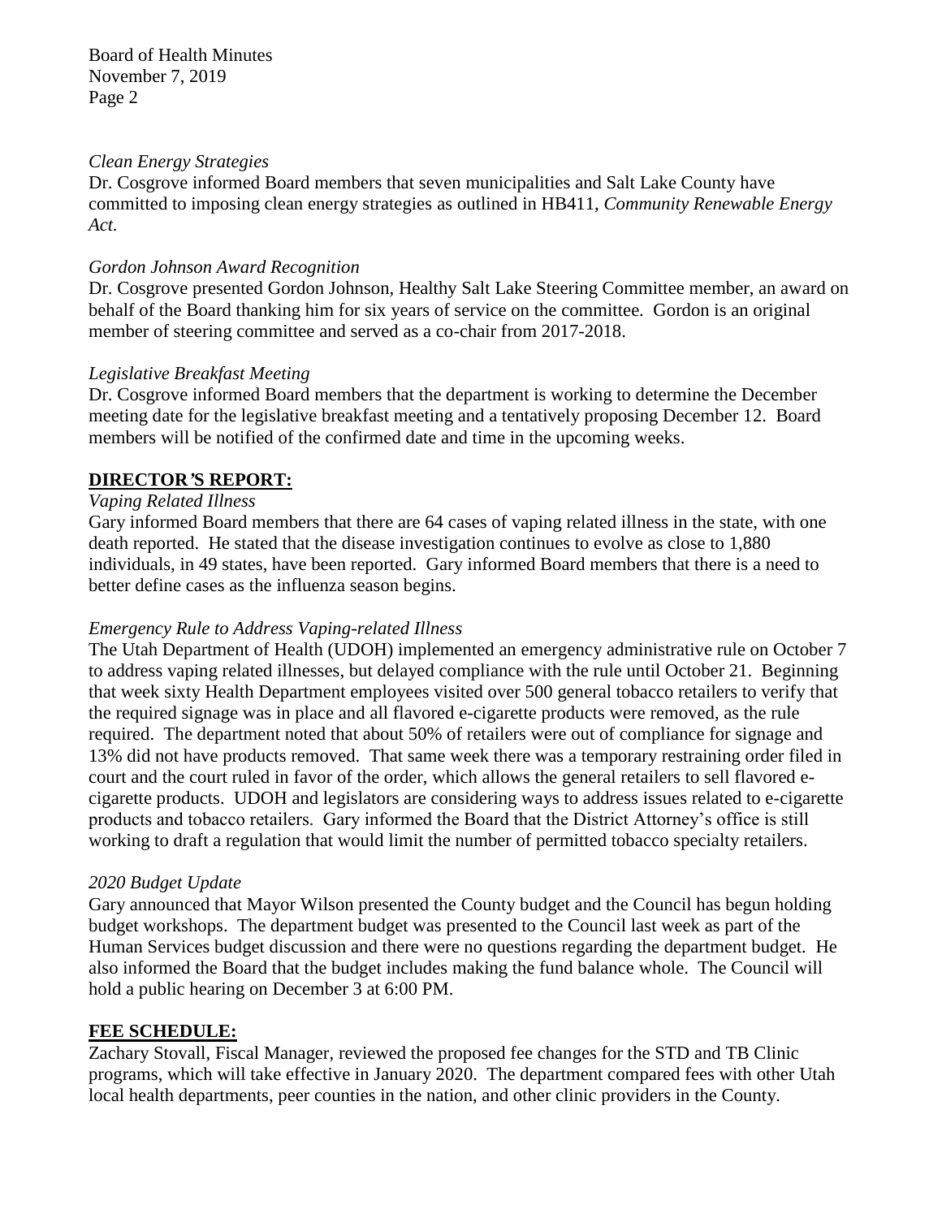*Clean Energy Strategies*

Dr. Cosgrove informed Board members that seven municipalities and Salt Lake County have committed to imposing clean energy strategies as outlined in HB411, *Community Renewable Energy Act.*

*Gordon Johnson Award Recognition*

Dr. Cosgrove presented Gordon Johnson, Healthy Salt Lake Steering Committee member, an award on behalf of the Board thanking him for six years of service on the committee. Gordon is an original member of steering committee and served as a co-chair from 2017-2018.

*Legislative Breakfast Meeting*

Dr. Cosgrove informed Board members that the department is working to determine the December meeting date for the legislative breakfast meeting and a tentatively proposing December 12. Board members will be notified of the confirmed date and time in the upcoming weeks.

## **DIRECTOR'S REPORT:**

*Vaping Related Illness*

Gary informed Board members that there are 64 cases of vaping related illness in the state, with one death reported. He stated that the disease investigation continues to evolve as close to 1,880 individuals, in 49 states, have been reported. Gary informed Board members that there is a need to better define cases as the influenza season begins.

*Emergency Rule to Address Vaping-related Illness*

The Utah Department of Health (UDOH) implemented an emergency administrative rule on October 7 to address vaping related illnesses, but delayed compliance with the rule until October 21. Beginning that week sixty Health Department employees visited over 500 general tobacco retailers to verify that the required signage was in place and all flavored e-cigarette products were removed, as the rule required. The department noted that about 50% of retailers were out of compliance for signage and 13% did not have products removed. That same week there was a temporary restraining order filed in court and the court ruled in favor of the order, which allows the general retailers to sell flavored e-cigarette products. UDOH and legislators are considering ways to address issues related to e-cigarette products and tobacco retailers. Gary informed the Board that the District Attorney's office is still working to draft a regulation that would limit the number of permitted tobacco specialty retailers.

*2020 Budget Update*

Gary announced that Mayor Wilson presented the County budget and the Council has begun holding budget workshops. The department budget was presented to the Council last week as part of the Human Services budget discussion and there were no questions regarding the department budget. He also informed the Board that the budget includes making the fund balance whole. The Council will hold a public hearing on December 3 at 6:00 PM.

## **FEE SCHEDULE:**

Zachary Stovall, Fiscal Manager, reviewed the proposed fee changes for the STD and TB Clinic programs, which will take effective in January 2020. The department compared fees with other Utah local health departments, peer counties in the nation, and other clinic providers in the County.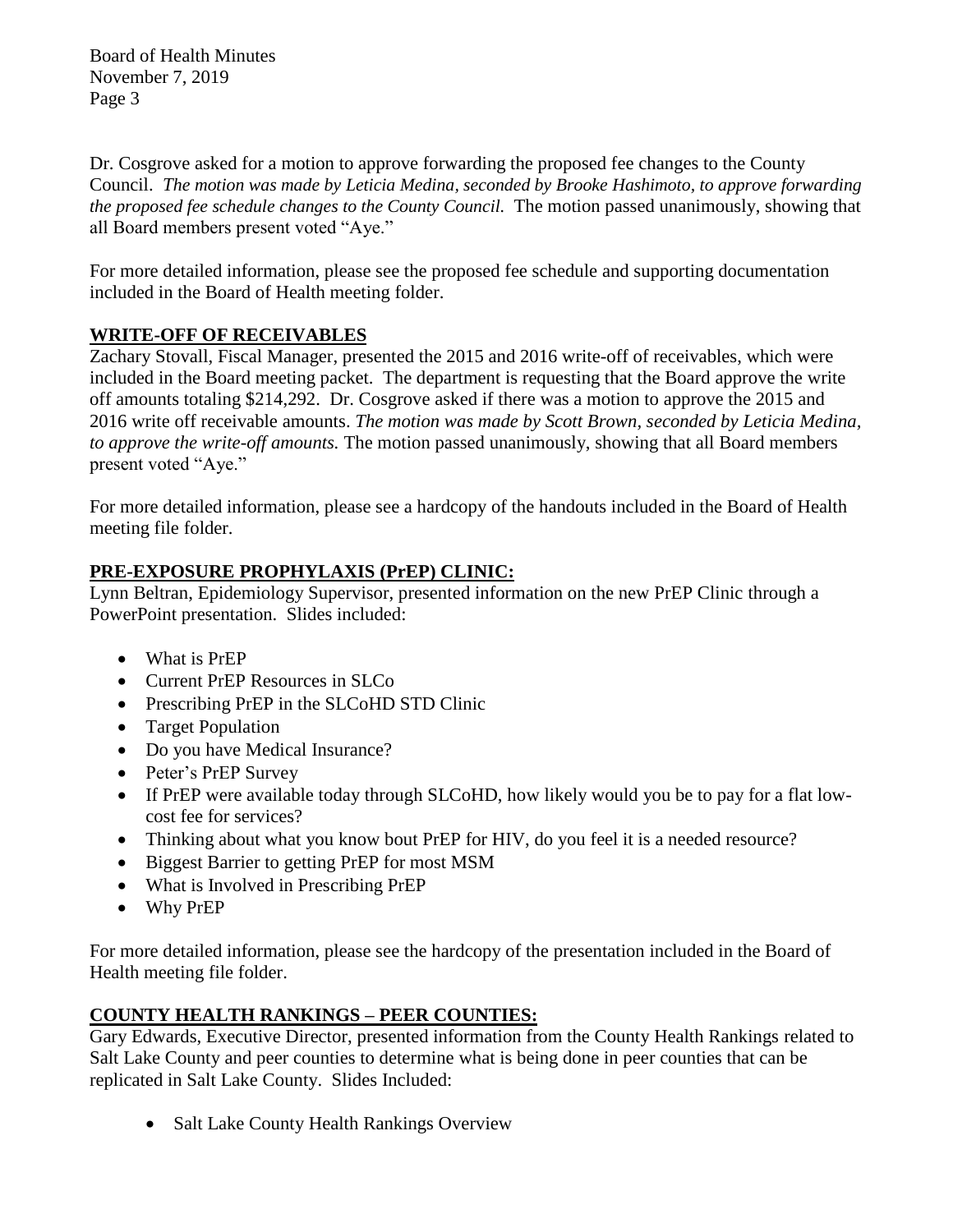Dr. Cosgrove asked for a motion to approve forwarding the proposed fee changes to the County Council. *The motion was made by Leticia Medina, seconded by Brooke Hashimoto, to approve forwarding the proposed fee schedule changes to the County Council.* The motion passed unanimously, showing that all Board members present voted "Aye."

For more detailed information, please see the proposed fee schedule and supporting documentation included in the Board of Health meeting folder.

## WRITE-OFF OF RECEIVABLES

Zachary Stovall, Fiscal Manager, presented the 2015 and 2016 write-off of receivables, which were included in the Board meeting packet. The department is requesting that the Board approve the write off amounts totaling $214,292. Dr. Cosgrove asked if there was a motion to approve the 2015 and 2016 write off receivable amounts. *The motion was made by Scott Brown, seconded by Leticia Medina, to approve the write-off amounts.* The motion passed unanimously, showing that all Board members present voted "Aye."

For more detailed information, please see a hardcopy of the handouts included in the Board of Health meeting file folder.

## PRE-EXPOSURE PROPHYLAXIS (PrEP) CLINIC:

Lynn Beltran, Epidemiology Supervisor, presented information on the new PrEP Clinic through a PowerPoint presentation. Slides included:

- What is PrEP
- Current PrEP Resources in SLCo
- Prescribing PrEP in the SLCoHD STD Clinic
- Target Population
- Do you have Medical Insurance?
- Peter's PrEP Survey
- If PrEP were available today through SLCoHD, how likely would you be to pay for a flat low-cost fee for services?
- Thinking about what you know bout PrEP for HIV, do you feel it is a needed resource?
- Biggest Barrier to getting PrEP for most MSM
- What is Involved in Prescribing PrEP
- Why PrEP

For more detailed information, please see the hardcopy of the presentation included in the Board of Health meeting file folder.

## COUNTY HEALTH RANKINGS – PEER COUNTIES:

Gary Edwards, Executive Director, presented information from the County Health Rankings related to Salt Lake County and peer counties to determine what is being done in peer counties that can be replicated in Salt Lake County. Slides Included:

- Salt Lake County Health Rankings Overview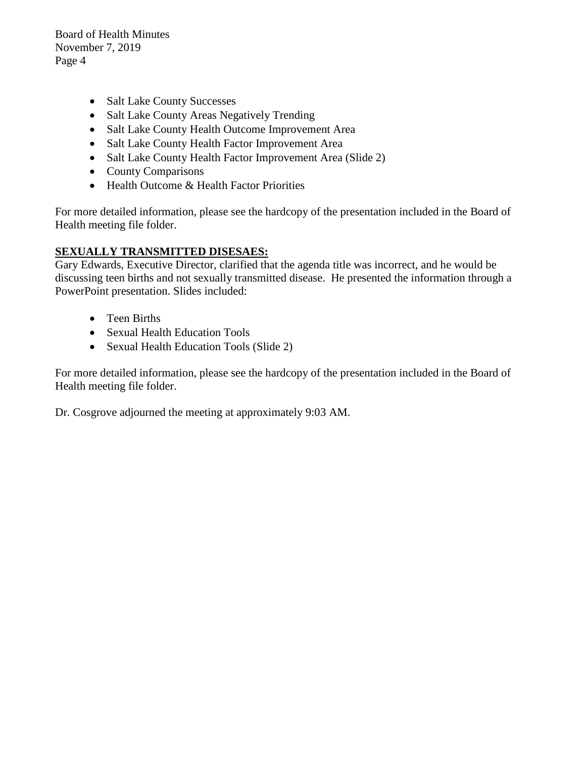- Salt Lake County Successes
- Salt Lake County Areas Negatively Trending
- Salt Lake County Health Outcome Improvement Area
- Salt Lake County Health Factor Improvement Area
- Salt Lake County Health Factor Improvement Area (Slide 2)
- County Comparisons
- Health Outcome & Health Factor Priorities

For more detailed information, please see the hardcopy of the presentation included in the Board of Health meeting file folder.

**SEXUALLY TRANSMITTED DISESAES:**

Gary Edwards, Executive Director, clarified that the agenda title was incorrect, and he would be discussing teen births and not sexually transmitted disease. He presented the information through a PowerPoint presentation. Slides included:

- Teen Births
- Sexual Health Education Tools
- Sexual Health Education Tools (Slide 2)

For more detailed information, please see the hardcopy of the presentation included in the Board of Health meeting file folder.

Dr. Cosgrove adjourned the meeting at approximately 9:03 AM.